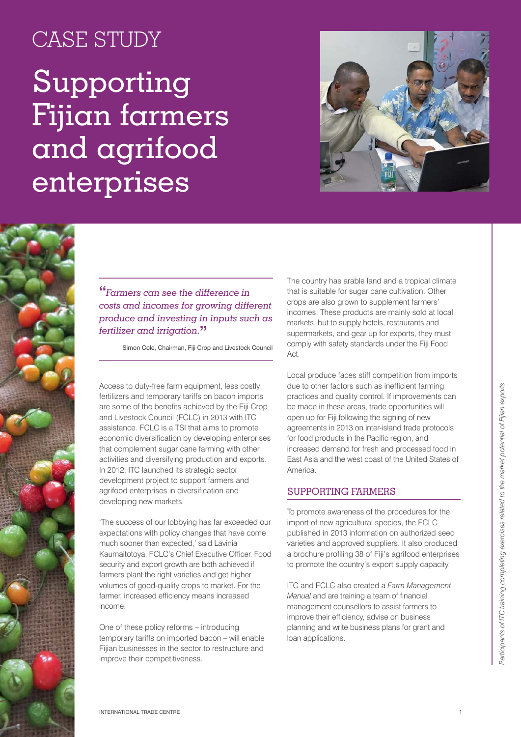# CASE STUDY

# Supporting Fijian farmers and agrifood enterprises

*"Farmers can see the difference in costs and incomes for growing different produce and investing in inputs such as fertilizer and irrigation."*

Simon Cole, Chairman, Fiji Crop and Livestock Council

Access to duty-free farm equipment, less costly fertilizers and temporary tariffs on bacon imports are some of the benefits achieved by the Fiji Crop and Livestock Council (FCLC) in 2013 with ITC assistance. FCLC is a TSI that aims to promote economic diversification by developing enterprises that complement sugar cane farming with other activities and diversifying production and exports. In 2012, ITC launched its strategic sector development project to support farmers and agrifood enterprises in diversification and developing new markets.

'The success of our lobbying has far exceeded our expectations with policy changes that have come much sooner than expected,' said Lavinia Kaumaitotoya, FCLC's Chief Executive Officer. Food security and export growth are both achieved if farmers plant the right varieties and get higher volumes of good-quality crops to market. For the farmer, increased efficiency means increased income.

One of these policy reforms – introducing temporary tariffs on imported bacon – will enable Fijian businesses in the sector to restructure and improve their competitiveness.

The country has arable land and a tropical climate that is suitable for sugar cane cultivation. Other crops are also grown to supplement farmers' incomes. These products are mainly sold at local markets, but to supply hotels, restaurants and supermarkets, and gear up for exports, they must comply with safety standards under the Fiji Food Act.

Local produce faces stiff competition from imports due to other factors such as inefficient farming practices and quality control. If improvements can be made in these areas, trade opportunities will open up for Fiji following the signing of new agreements in 2013 on inter-island trade protocols for food products in the Pacific region, and increased demand for fresh and processed food in East Asia and the west coast of the United States of America.

## SUPPORTING FARMERS

To promote awareness of the procedures for the import of new agricultural species, the FCLC published in 2013 information on authorized seed varieties and approved suppliers. It also produced a brochure profiling 38 of Fiji's agrifood enterprises to promote the country's export supply capacity.

ITC and FCLC also created a *Farm Management Manual* and are training a team of financial management counsellors to assist farmers to improve their efficiency, advise on business planning and write business plans for grant and loan applications.

*Participants of ITC training completing exercises related to the market potential of Fijian exports.*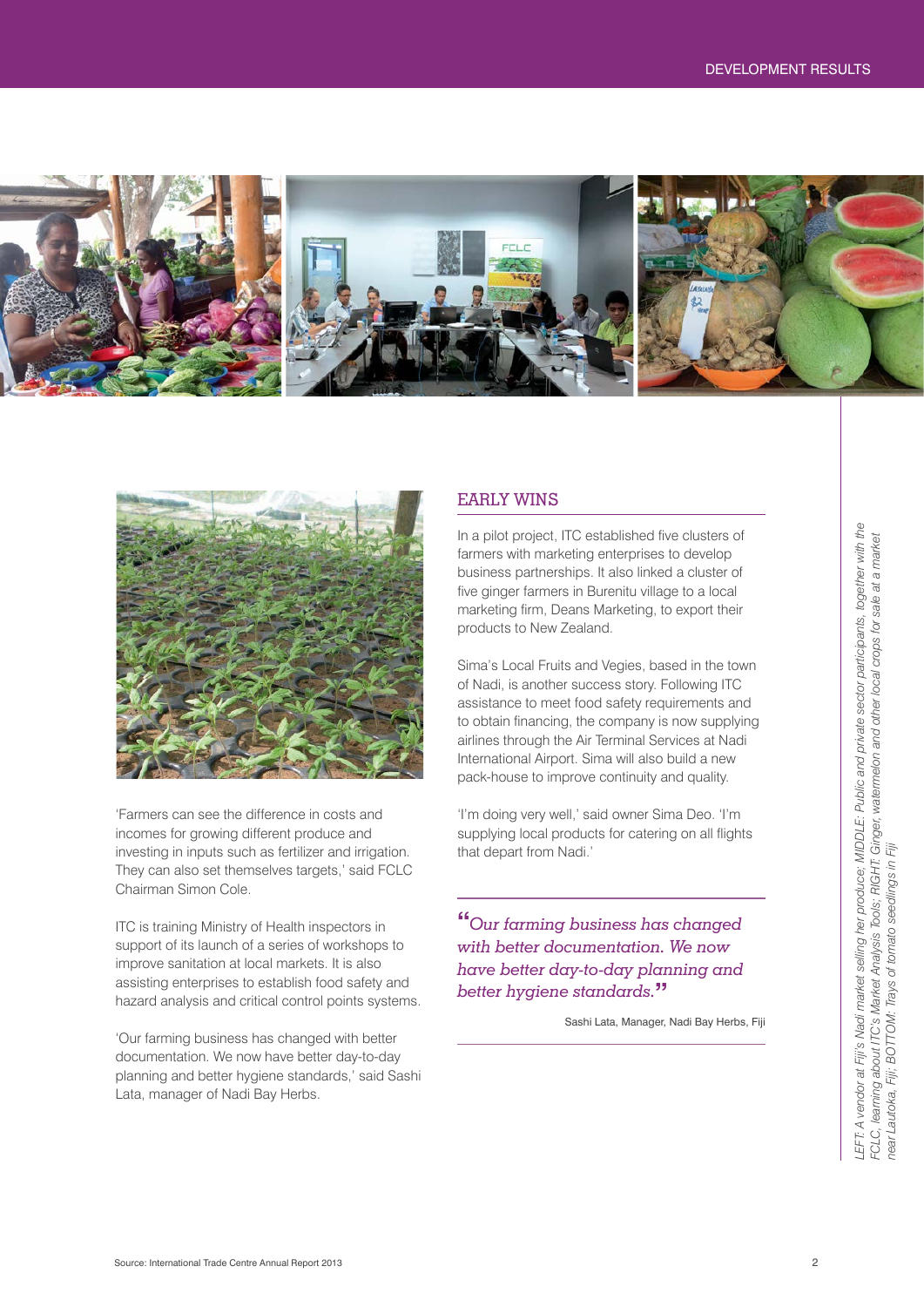'Farmers can see the difference in costs and incomes for growing different produce and investing in inputs such as fertilizer and irrigation. They can also set themselves targets,' said FCLC Chairman Simon Cole.

ITC is training Ministry of Health inspectors in support of its launch of a series of workshops to improve sanitation at local markets. It is also assisting enterprises to establish food safety and hazard analysis and critical control points systems.

'Our farming business has changed with better documentation. We now have better day-to-day planning and better hygiene standards,' said Sashi Lata, manager of Nadi Bay Herbs.

## EARLY WINS

In a pilot project, ITC established five clusters of farmers with marketing enterprises to develop business partnerships. It also linked a cluster of five ginger farmers in Burenitu village to a local marketing firm, Deans Marketing, to export their products to New Zealand.

Sima's Local Fruits and Vegies, based in the town of Nadi, is another success story. Following ITC assistance to meet food safety requirements and to obtain financing, the company is now supplying airlines through the Air Terminal Services at Nadi International Airport. Sima will also build a new pack-house to improve continuity and quality.

'I'm doing very well,' said owner Sima Deo. 'I'm supplying local products for catering on all flights that depart from Nadi.'

> *"Our farming business has changed with better documentation. We now have better day-to-day planning and better hygiene standards."*
>
> Sashi Lata, Manager, Nadi Bay Herbs, Fiji

*LEFT: A vendor at Fiji's Nadi market selling her produce; MIDDLE: Public and private sector participants, together with the FCLC, learning about ITC's Market Analysis Tools; RIGHT: Ginger, watermelon and other local crops for sale at a market near Lautoka, Fiji; BOTTOM: Trays of tomato seedlings in Fiji*

Source: International Trade Centre Annual Report 2013